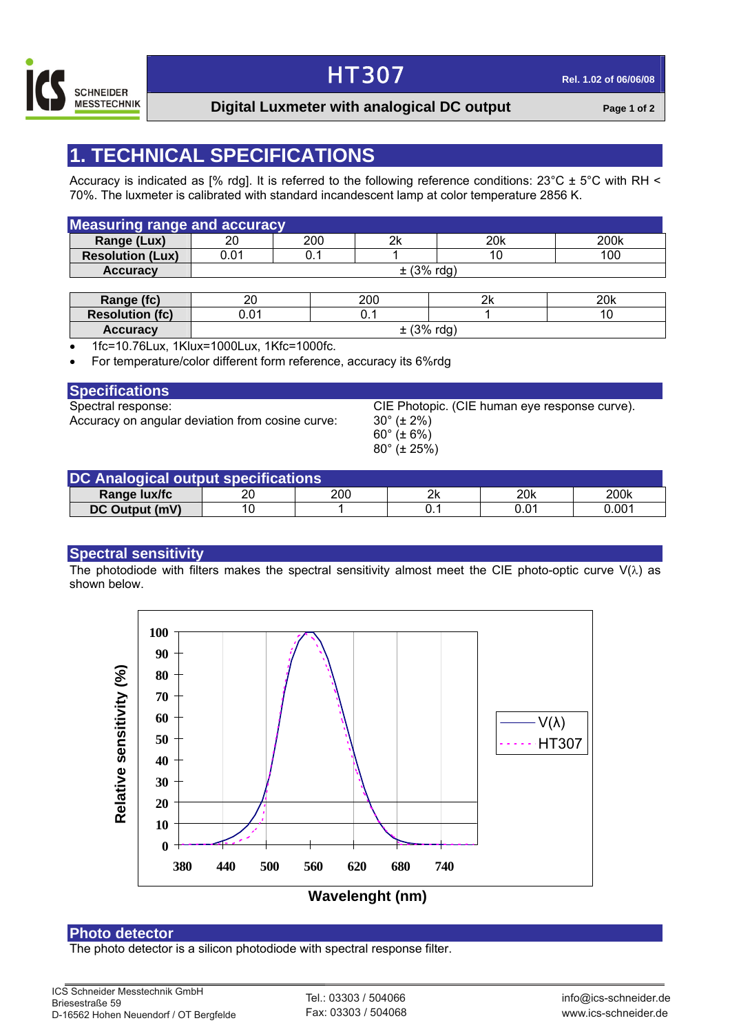# HT307

**Rel. 1.02 of 06/06/08**

**Digital Luxmeter with analogical DC output**

## 1. TECHNICAL SPECIFICATIONS

Accuracy is indicated as [% rdg]. It is referred to the following reference conditions: 23°C ± 5°C with RH < 70%. The luxmeter is calibrated with standard incandescent lamp at color temperature 2856 K.

### Measuring range and accuracy

| Range (Lux) | 20 | 200 | 2k | 20k | 200k |
|---|---|---|---|---|---|
| Resolution (Lux) | 0.01 | 0.1 | 1 | 10 | 100 |
| Accuracy | ± (3% rdg) | | | | |

| Range (fc) | 20 | 200 | 2k | 20k |
|---|---|---|---|---|
| Resolution (fc) | 0.01 | 0.1 | 1 | 10 |
| Accuracy | ± (3% rdg) | | | |

- 1fc=10.76Lux, 1Klux=1000Lux, 1Kfc=1000fc.
- For temperature/color different form reference, accuracy its 6%rdg

### Specifications

Spectral response: CIE Photopic. (CIE human eye response curve).

Accuracy on angular deviation from cosine curve:
30° (± 2%)
60° (± 6%)
80° (± 25%)

### DC Analogical output specifications

| Range lux/fc | 20 | 200 | 2k | 20k | 200k |
|---|---|---|---|---|---|
| DC Output (mV) | 10 | 1 | 0.1 | 0.01 | 0.001 |

### Spectral sensitivity

The photodiode with filters makes the spectral sensitivity almost meet the CIE photo-optic curve V(λ) as shown below.

### Photo detector

The photo detector is a silicon photodiode with spectral response filter.

ICS Schneider Messtechnik GmbH
Briesestraße 59
D-16562 Hohen Neuendorf / OT Bergfelde

Tel.: 03303 / 504066
Fax: 03303 / 504068

info@ics-schneider.de
www.ics-schneider.de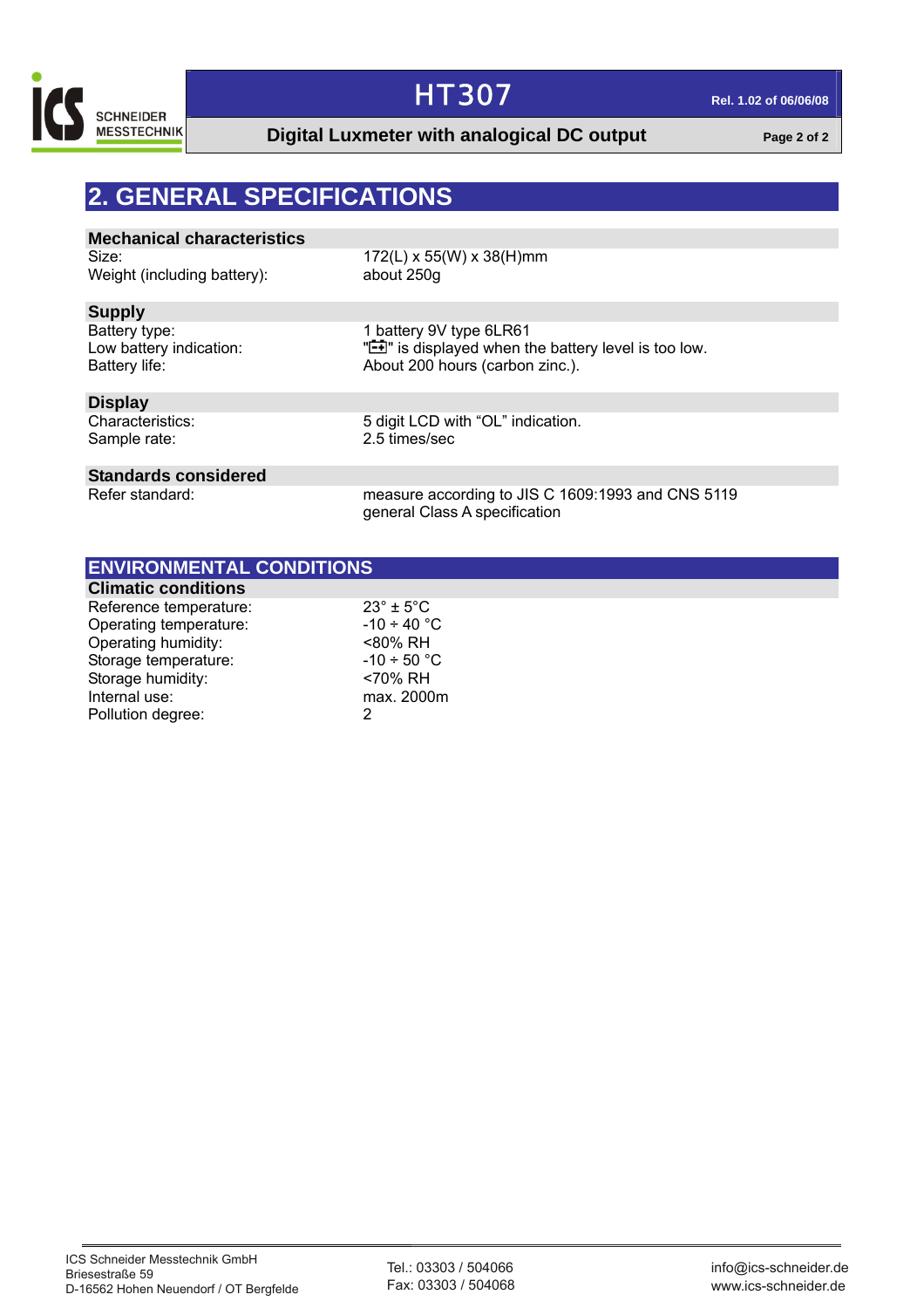## 2. GENERAL SPECIFICATIONS

### Mechanical characteristics

| | |
|---|---|
| Size: | 172(L) x 55(W) x 38(H)mm |
| Weight (including battery): | about 250g |

### Supply

| | |
|---|---|
| Battery type: | 1 battery 9V type 6LR61 |
| Low battery indication: | "[battery symbol]" is displayed when the battery level is too low. |
| Battery life: | About 200 hours (carbon zinc.). |

### Display

| | |
|---|---|
| Characteristics: | 5 digit LCD with “OL” indication. |
| Sample rate: | 2.5 times/sec |

### Standards considered

| | |
|---|---|
| Refer standard: | measure according to JIS C 1609:1993 and CNS 5119 general Class A specification |

## ENVIRONMENTAL CONDITIONS

### Climatic conditions

| | |
|---|---|
| Reference temperature: | 23° ± 5°C |
| Operating temperature: | -10 ÷ 40 °C |
| Operating humidity: | <80% RH |
| Storage temperature: | -10 ÷ 50 °C |
| Storage humidity: | <70% RH |
| Internal use: | max. 2000m |
| Pollution degree: | 2 |